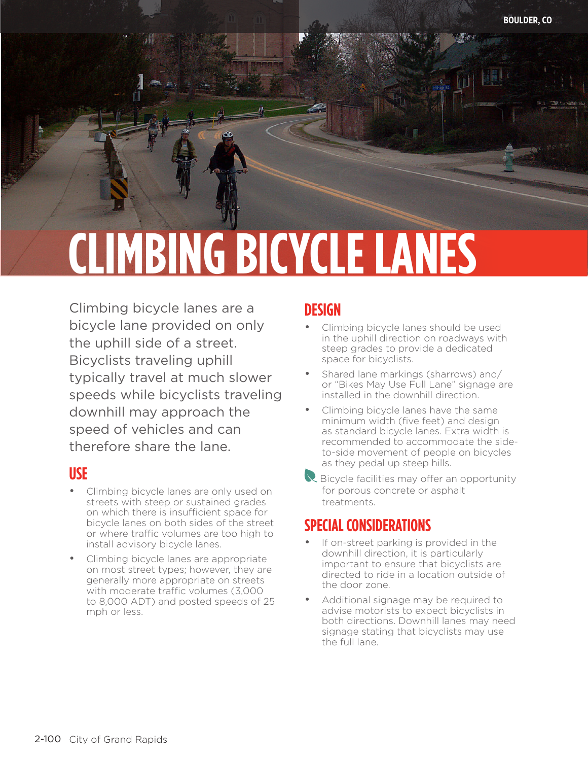BOULDER, CO

# CLIMBING BICYCLE LANES

Climbing bicycle lanes are a bicycle lane provided on only the uphill side of a street. Bicyclists traveling uphill typically travel at much slower speeds while bicyclists traveling downhill may approach the speed of vehicles and can therefore share the lane.

## USE

- Climbing bicycle lanes are only used on streets with steep or sustained grades on which there is insufficient space for bicycle lanes on both sides of the street or where traffic volumes are too high to install advisory bicycle lanes.
- Climbing bicycle lanes are appropriate on most street types; however, they are generally more appropriate on streets with moderate traffic volumes (3,000 to 8,000 ADT) and posted speeds of 25 mph or less.

## DESIGN

- Climbing bicycle lanes should be used in the uphill direction on roadways with steep grades to provide a dedicated space for bicyclists.
- Shared lane markings (sharrows) and/or "Bikes May Use Full Lane" signage are installed in the downhill direction.
- Climbing bicycle lanes have the same minimum width (five feet) and design as standard bicycle lanes. Extra width is recommended to accommodate the side-to-side movement of people on bicycles as they pedal up steep hills.

Bicycle facilities may offer an opportunity for porous concrete or asphalt treatments.

## SPECIAL CONSIDERATIONS

- If on-street parking is provided in the downhill direction, it is particularly important to ensure that bicyclists are directed to ride in a location outside of the door zone.
- Additional signage may be required to advise motorists to expect bicyclists in both directions. Downhill lanes may need signage stating that bicyclists may use the full lane.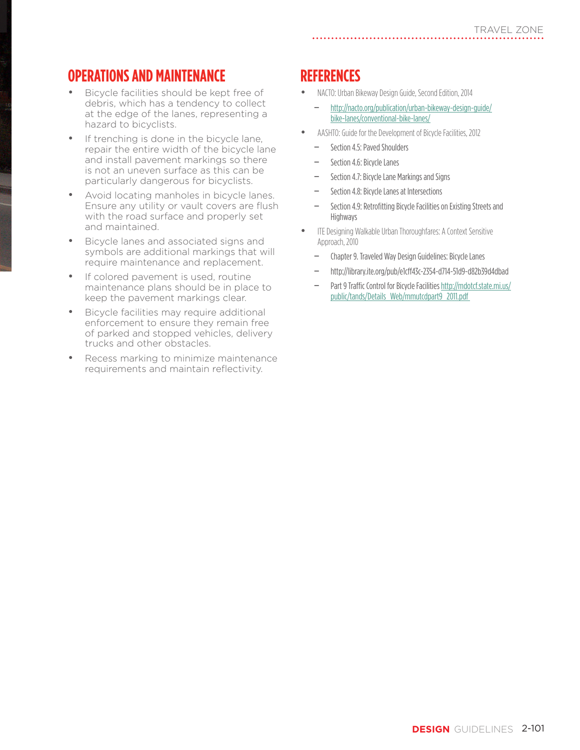## OPERATIONS AND MAINTENANCE

- Bicycle facilities should be kept free of debris, which has a tendency to collect at the edge of the lanes, representing a hazard to bicyclists.
- If trenching is done in the bicycle lane, repair the entire width of the bicycle lane and install pavement markings so there is not an uneven surface as this can be particularly dangerous for bicyclists.
- Avoid locating manholes in bicycle lanes. Ensure any utility or vault covers are flush with the road surface and properly set and maintained.
- Bicycle lanes and associated signs and symbols are additional markings that will require maintenance and replacement.
- If colored pavement is used, routine maintenance plans should be in place to keep the pavement markings clear.
- Bicycle facilities may require additional enforcement to ensure they remain free of parked and stopped vehicles, delivery trucks and other obstacles.
- Recess marking to minimize maintenance requirements and maintain reflectivity.

## REFERENCES

- NACTO: Urban Bikeway Design Guide, Second Edition, 2014
  - http://nacto.org/publication/urban-bikeway-design-guide/bike-lanes/conventional-bike-lanes/
- AASHTO: Guide for the Development of Bicycle Facilities, 2012
  - Section 4.5: Paved Shoulders
  - Section 4.6: Bicycle Lanes
  - Section 4.7: Bicycle Lane Markings and Signs
  - Section 4.8: Bicycle Lanes at Intersections
  - Section 4.9: Retrofitting Bicycle Facilities on Existing Streets and Highways
- ITE Designing Walkable Urban Thoroughfares: A Context Sensitive Approach, 2010
  - Chapter 9. Traveled Way Design Guidelines: Bicycle Lanes
  - http://library.ite.org/pub/e1cff43c-2354-d714-51d9-d82b39d4dbad
  - Part 9 Traffic Control for Bicycle Facilities http://mdotcf.state.mi.us/public/tands/Details_Web/mmutcdpart9_2011.pdf